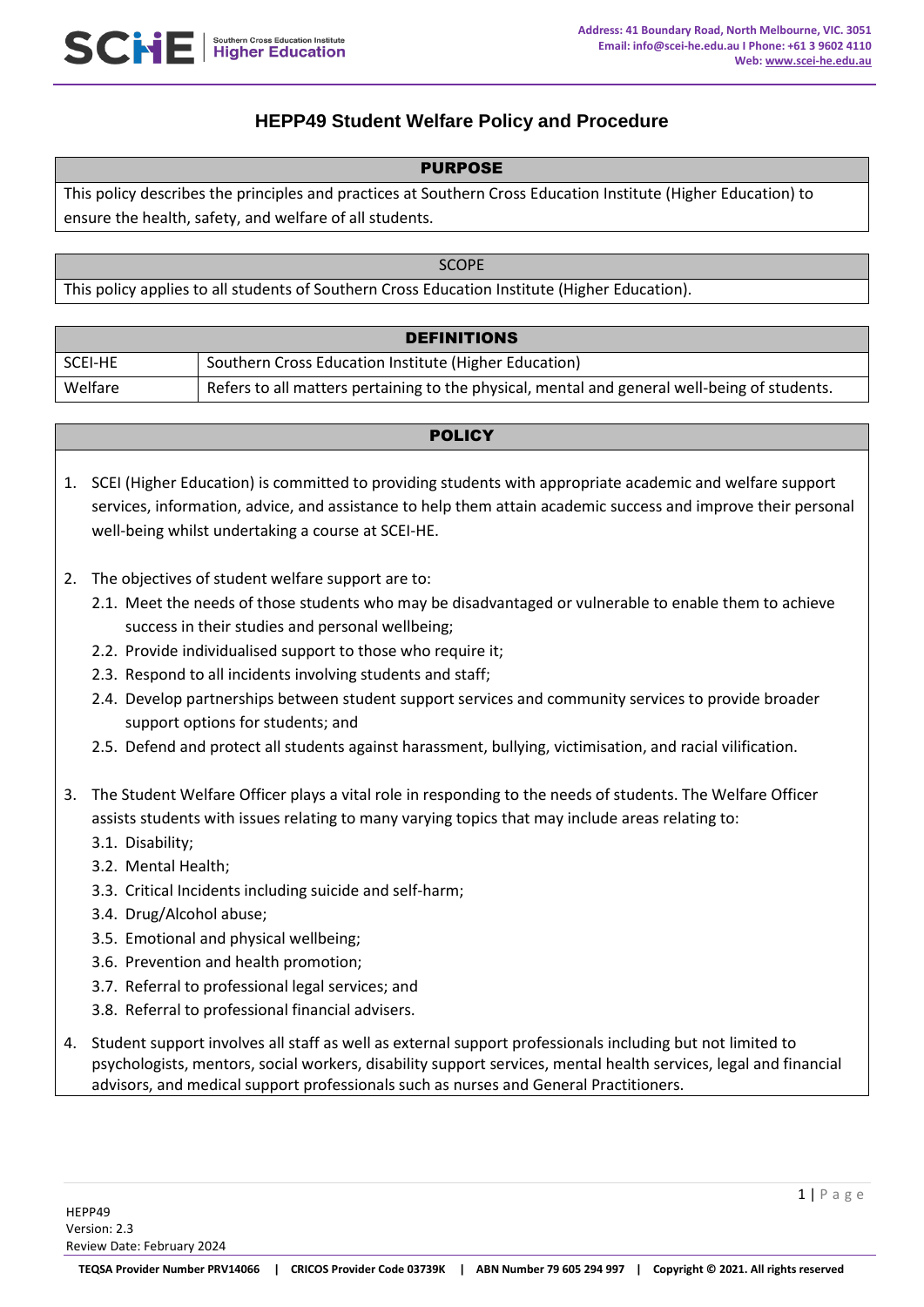# HEPP49 Student Welfare Policy and Procedure

## PURPOSE

This policy describes the principles and practices at Southern Cross Education Institute (Higher Education) to ensure the health, safety, and welfare of all students.

## SCOPE

This policy applies to all students of Southern Cross Education Institute (Higher Education).

## DEFINITIONS

| | |
|---|---|
| SCEI-HE | Southern Cross Education Institute (Higher Education) |
| Welfare | Refers to all matters pertaining to the physical, mental and general well-being of students. |

## POLICY

1. SCEI (Higher Education) is committed to providing students with appropriate academic and welfare support services, information, advice, and assistance to help them attain academic success and improve their personal well-being whilst undertaking a course at SCEI-HE.

2. The objectives of student welfare support are to:
   2.1. Meet the needs of those students who may be disadvantaged or vulnerable to enable them to achieve success in their studies and personal wellbeing;
   2.2. Provide individualised support to those who require it;
   2.3. Respond to all incidents involving students and staff;
   2.4. Develop partnerships between student support services and community services to provide broader support options for students; and
   2.5. Defend and protect all students against harassment, bullying, victimisation, and racial vilification.

3. The Student Welfare Officer plays a vital role in responding to the needs of students. The Welfare Officer assists students with issues relating to many varying topics that may include areas relating to:
   3.1. Disability;
   3.2. Mental Health;
   3.3. Critical Incidents including suicide and self-harm;
   3.4. Drug/Alcohol abuse;
   3.5. Emotional and physical wellbeing;
   3.6. Prevention and health promotion;
   3.7. Referral to professional legal services; and
   3.8. Referral to professional financial advisers.

4. Student support involves all staff as well as external support professionals including but not limited to psychologists, mentors, social workers, disability support services, mental health services, legal and financial advisors, and medical support professionals such as nurses and General Practitioners.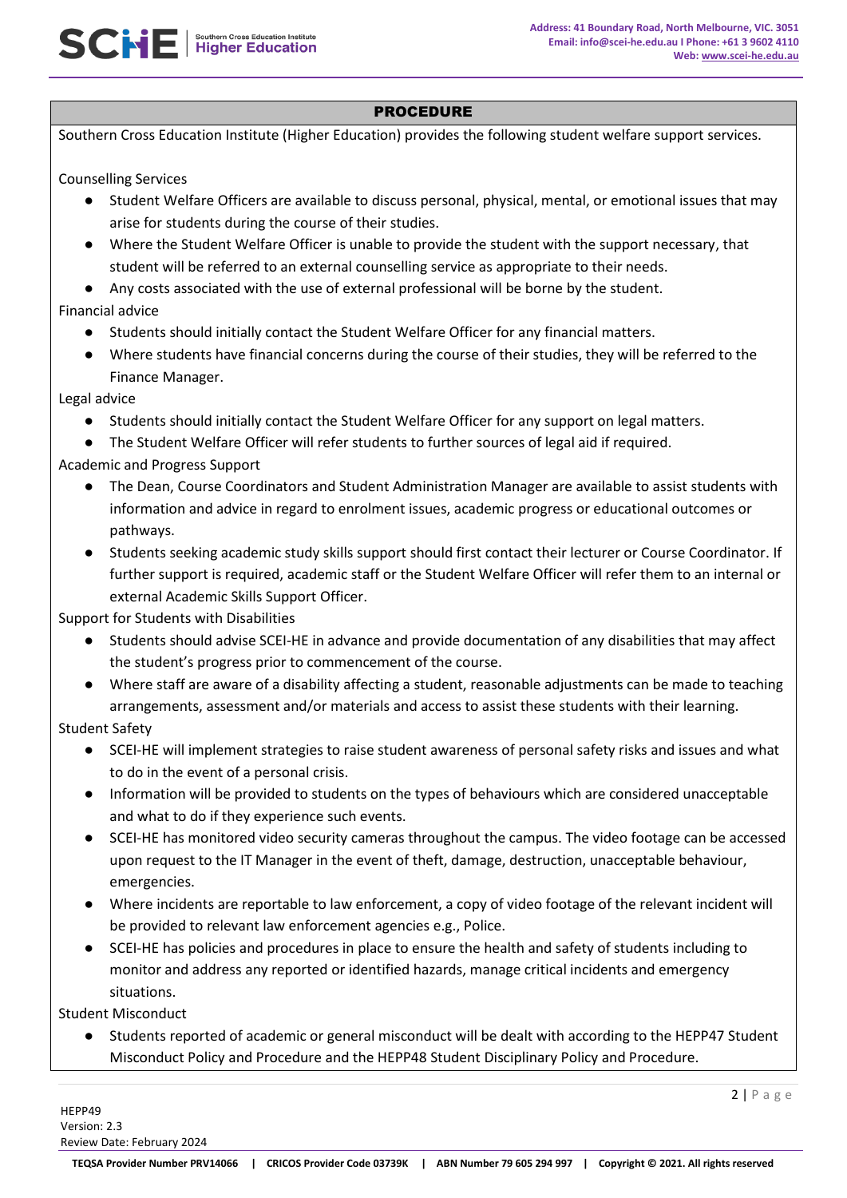## PROCEDURE

Southern Cross Education Institute (Higher Education) provides the following student welfare support services.

Counselling Services

- Student Welfare Officers are available to discuss personal, physical, mental, or emotional issues that may arise for students during the course of their studies.
- Where the Student Welfare Officer is unable to provide the student with the support necessary, that student will be referred to an external counselling service as appropriate to their needs.
- Any costs associated with the use of external professional will be borne by the student.

Financial advice

- Students should initially contact the Student Welfare Officer for any financial matters.
- Where students have financial concerns during the course of their studies, they will be referred to the Finance Manager.

Legal advice

- Students should initially contact the Student Welfare Officer for any support on legal matters.
- The Student Welfare Officer will refer students to further sources of legal aid if required.

Academic and Progress Support

- The Dean, Course Coordinators and Student Administration Manager are available to assist students with information and advice in regard to enrolment issues, academic progress or educational outcomes or pathways.
- Students seeking academic study skills support should first contact their lecturer or Course Coordinator. If further support is required, academic staff or the Student Welfare Officer will refer them to an internal or external Academic Skills Support Officer.

Support for Students with Disabilities

- Students should advise SCEI-HE in advance and provide documentation of any disabilities that may affect the student's progress prior to commencement of the course.
- Where staff are aware of a disability affecting a student, reasonable adjustments can be made to teaching arrangements, assessment and/or materials and access to assist these students with their learning.

Student Safety

- SCEI-HE will implement strategies to raise student awareness of personal safety risks and issues and what to do in the event of a personal crisis.
- Information will be provided to students on the types of behaviours which are considered unacceptable and what to do if they experience such events.
- SCEI-HE has monitored video security cameras throughout the campus. The video footage can be accessed upon request to the IT Manager in the event of theft, damage, destruction, unacceptable behaviour, emergencies.
- Where incidents are reportable to law enforcement, a copy of video footage of the relevant incident will be provided to relevant law enforcement agencies e.g., Police.
- SCEI-HE has policies and procedures in place to ensure the health and safety of students including to monitor and address any reported or identified hazards, manage critical incidents and emergency situations.

Student Misconduct

- Students reported of academic or general misconduct will be dealt with according to the HEPP47 Student Misconduct Policy and Procedure and the HEPP48 Student Disciplinary Policy and Procedure.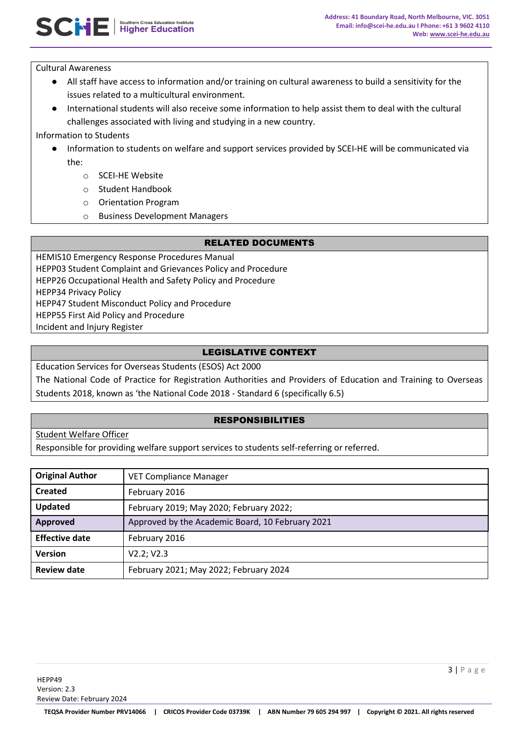Cultural Awareness

- All staff have access to information and/or training on cultural awareness to build a sensitivity for the issues related to a multicultural environment.
- International students will also receive some information to help assist them to deal with the cultural challenges associated with living and studying in a new country.

Information to Students

- Information to students on welfare and support services provided by SCEI-HE will be communicated via the:
  - SCEI-HE Website
  - Student Handbook
  - Orientation Program
  - Business Development Managers

## RELATED DOCUMENTS

HEMIS10 Emergency Response Procedures Manual
HEPP03 Student Complaint and Grievances Policy and Procedure
HEPP26 Occupational Health and Safety Policy and Procedure
HEPP34 Privacy Policy
HEPP47 Student Misconduct Policy and Procedure
HEPP55 First Aid Policy and Procedure
Incident and Injury Register

## LEGISLATIVE CONTEXT

Education Services for Overseas Students (ESOS) Act 2000
The National Code of Practice for Registration Authorities and Providers of Education and Training to Overseas Students 2018, known as 'the National Code 2018 - Standard 6 (specifically 6.5)

## RESPONSIBILITIES

Student Welfare Officer
Responsible for providing welfare support services to students self-referring or referred.

| | |
|---|---|
| **Original Author** | VET Compliance Manager |
| **Created** | February 2016 |
| **Updated** | February 2019; May 2020; February 2022; |
| **Approved** | Approved by the Academic Board, 10 February 2021 |
| **Effective date** | February 2016 |
| **Version** | V2.2; V2.3 |
| **Review date** | February 2021; May 2022; February 2024 |